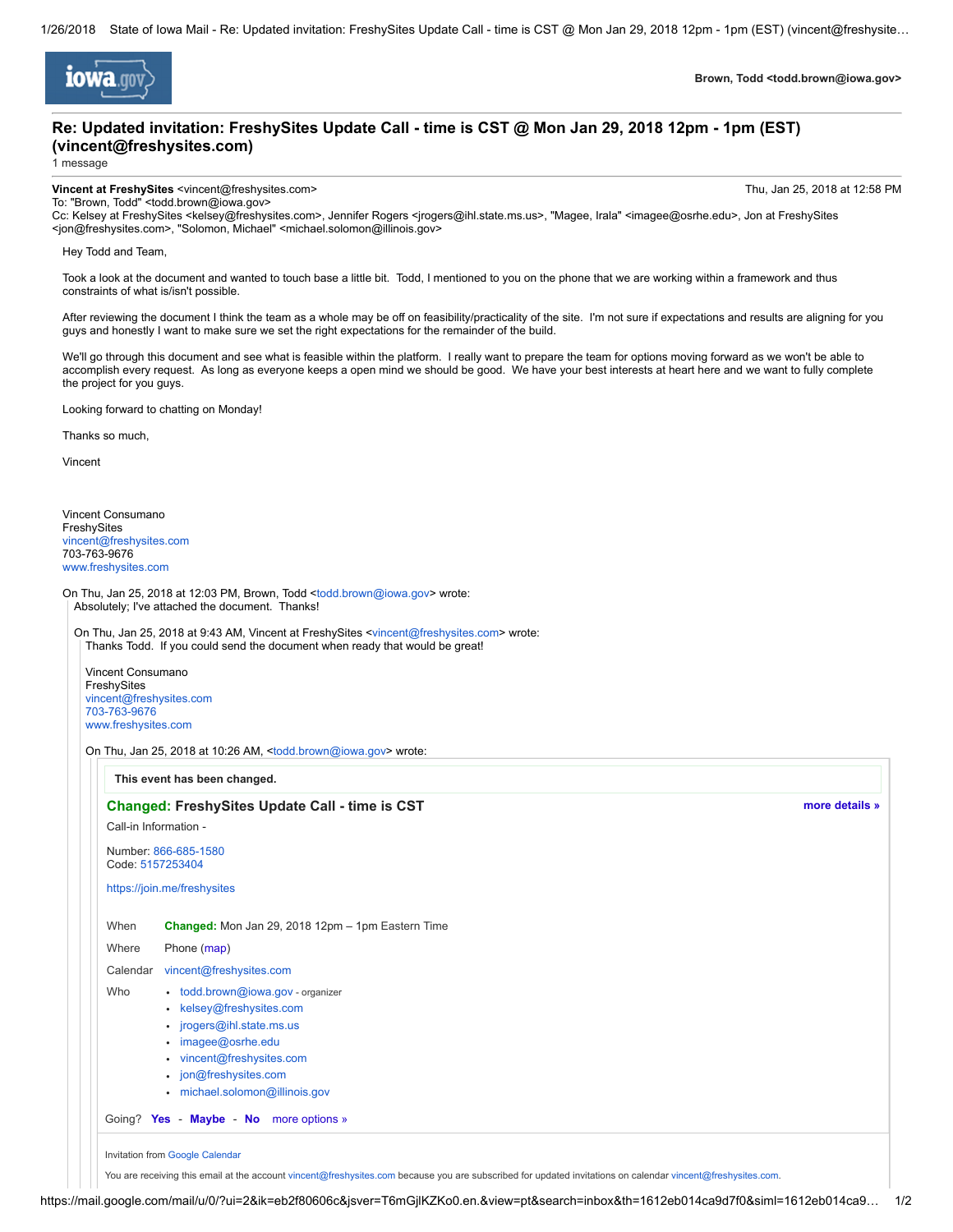Brown, Todd <todd.brown@iowa.gov>

# Re: Updated invitation: FreshySites Update Call - time is CST @ Mon Jan 29, 2018 12pm - 1pm (EST) (vincent@freshysites.com)

1 message

**Vincent at FreshySites** <vincent@freshysites.com> — Thu, Jan 25, 2018 at 12:58 PM

To: "Brown, Todd" <todd.brown@iowa.gov>

Cc: Kelsey at FreshySites <kelsey@freshysites.com>, Jennifer Rogers <jrogers@ihl.state.ms.us>, "Magee, Irala" <imagee@osrhe.edu>, Jon at FreshySites <jon@freshysites.com>, "Solomon, Michael" <michael.solomon@illinois.gov>

Hey Todd and Team,

Took a look at the document and wanted to touch base a little bit. Todd, I mentioned to you on the phone that we are working within a framework and thus constraints of what is/isn't possible.

After reviewing the document I think the team as a whole may be off on feasibility/practicality of the site. I'm not sure if expectations and results are aligning for you guys and honestly I want to make sure we set the right expectations for the remainder of the build.

We'll go through this document and see what is feasible within the platform. I really want to prepare the team for options moving forward as we won't be able to accomplish every request. As long as everyone keeps a open mind we should be good. We have your best interests at heart here and we want to fully complete the project for you guys.

Looking forward to chatting on Monday!

Thanks so much,

Vincent

Vincent Consumano
FreshySites
vincent@freshysites.com
703-763-9676
www.freshysites.com

On Thu, Jan 25, 2018 at 12:03 PM, Brown, Todd <todd.brown@iowa.gov> wrote:

> Absolutely; I've attached the document. Thanks!
>
> On Thu, Jan 25, 2018 at 9:43 AM, Vincent at FreshySites <vincent@freshysites.com> wrote:
>
> > Thanks Todd. If you could send the document when ready that would be great!
> >
> > Vincent Consumano
> > FreshySites
> > vincent@freshysites.com
> > 703-763-9676
> > www.freshysites.com
> >
> > On Thu, Jan 25, 2018 at 10:26 AM, <todd.brown@iowa.gov> wrote:
> >
> > > **This event has been changed.**
> > >
> > > **Changed: FreshySites Update Call - time is CST** — more details »
> > >
> > > Call-in Information -
> > >
> > > Number: 866-685-1580
> > > Code: 5157253404
> > >
> > > https://join.me/freshysites
> > >
> > > When: **Changed:** Mon Jan 29, 2018 12pm – 1pm Eastern Time
> > >
> > > Where: Phone (map)
> > >
> > > Calendar: vincent@freshysites.com
> > >
> > > Who:
> > > - todd.brown@iowa.gov - organizer
> > > - kelsey@freshysites.com
> > > - jrogers@ihl.state.ms.us
> > > - imagee@osrhe.edu
> > > - vincent@freshysites.com
> > > - jon@freshysites.com
> > > - michael.solomon@illinois.gov
> > >
> > > Going? **Yes** - **Maybe** - **No** more options »
> > >
> > > Invitation from Google Calendar
> > >
> > > You are receiving this email at the account vincent@freshysites.com because you are subscribed for updated invitations on calendar vincent@freshysites.com.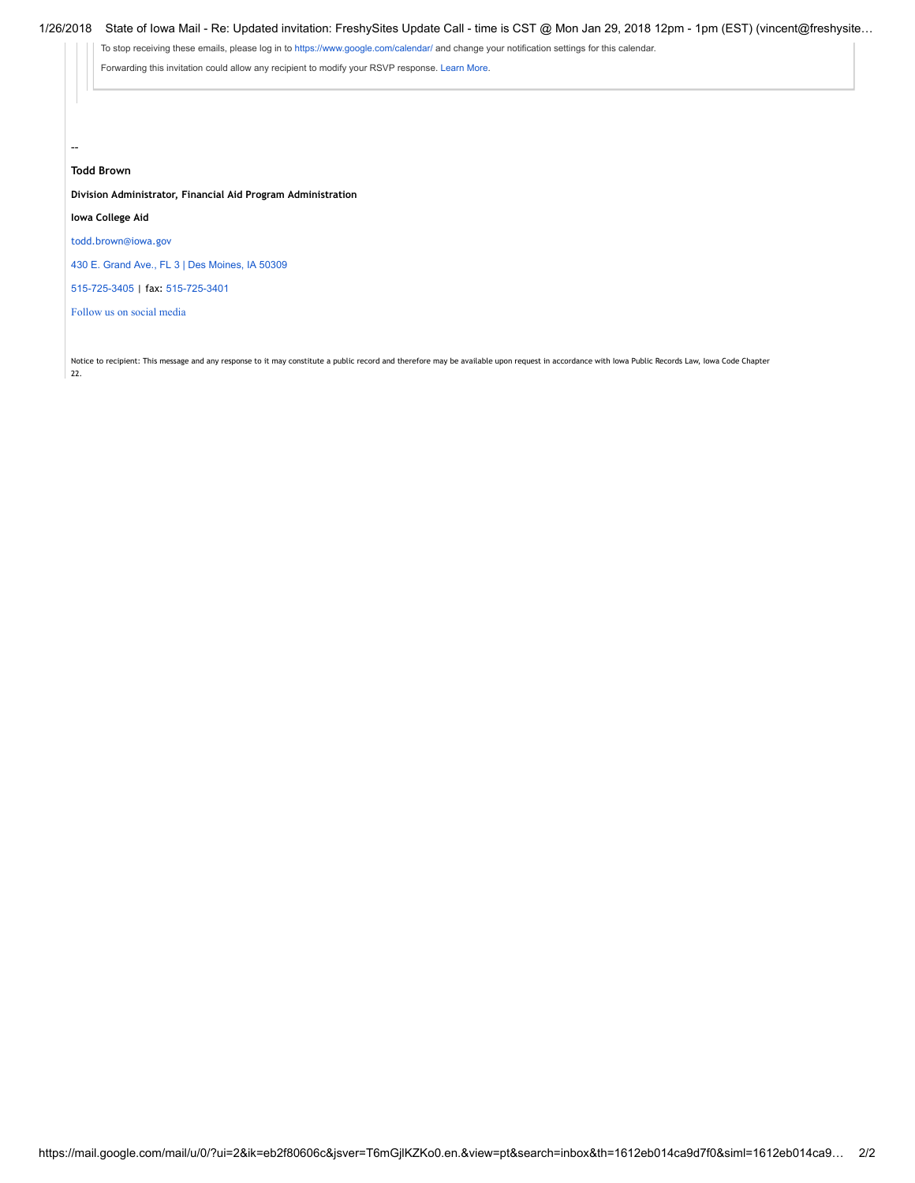To stop receiving these emails, please log in to https://www.google.com/calendar/ and change your notification settings for this calendar.

Forwarding this invitation could allow any recipient to modify your RSVP response. Learn More.

--

**Todd Brown**

**Division Administrator, Financial Aid Program Administration**

**Iowa College Aid**

todd.brown@iowa.gov

430 E. Grand Ave., FL 3 | Des Moines, IA 50309

515-725-3405 | fax: 515-725-3401

Follow us on social media

Notice to recipient: This message and any response to it may constitute a public record and therefore may be available upon request in accordance with Iowa Public Records Law, Iowa Code Chapter 22.